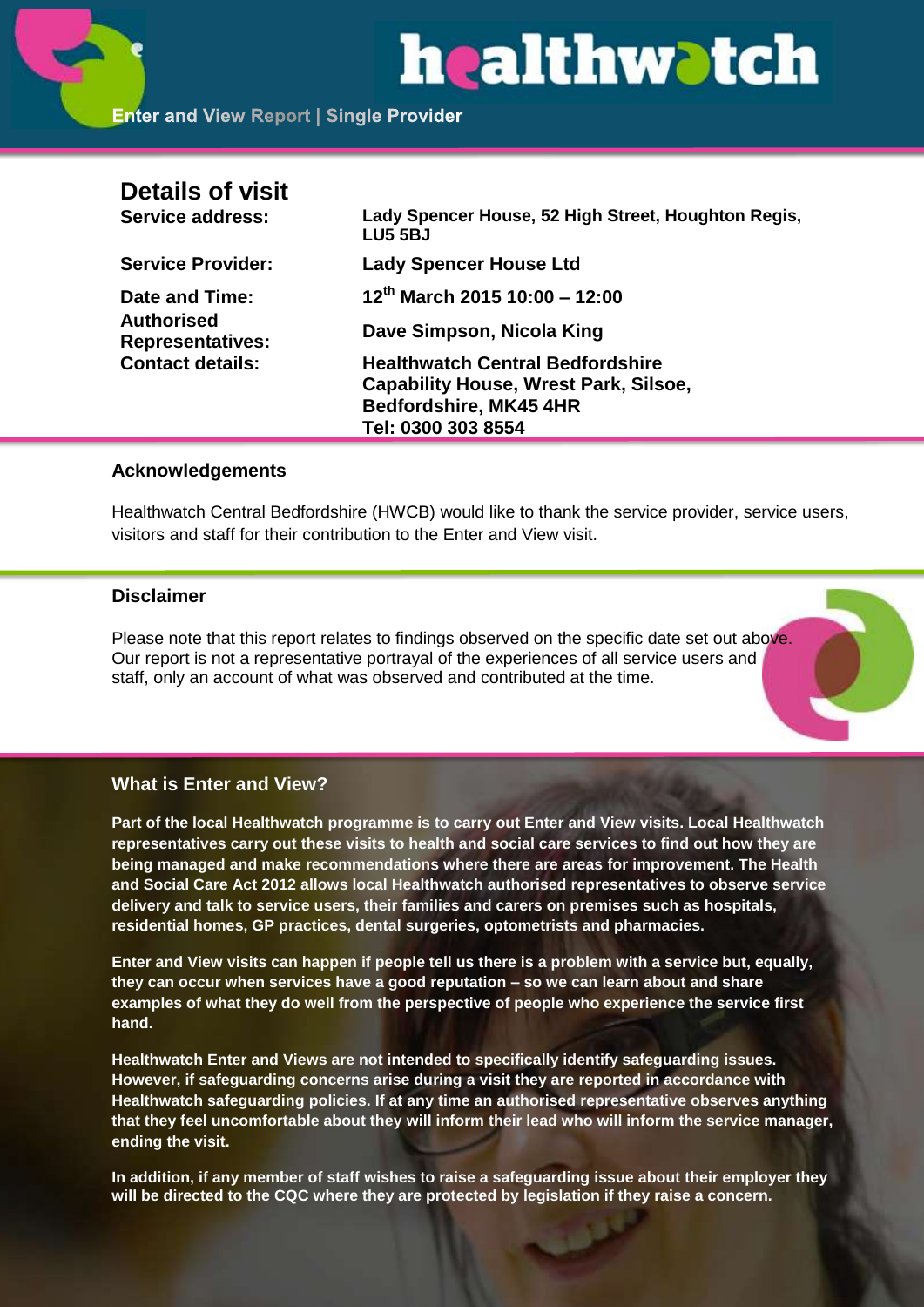healthwatch

Enter and View Report | Single Provider

## Details of visit

| | |
|---|---|
| **Service address:** | **Lady Spencer House, 52 High Street, Houghton Regis, LU5 5BJ** |
| **Service Provider:** | **Lady Spencer House Ltd** |
| **Date and Time:** | **12th March 2015 10:00 – 12:00** |
| **Authorised Representatives:** | **Dave Simpson, Nicola King** |
| **Contact details:** | **Healthwatch Central Bedfordshire Capability House, Wrest Park, Silsoe, Bedfordshire, MK45 4HR Tel: 0300 303 8554** |

### Acknowledgements

Healthwatch Central Bedfordshire (HWCB) would like to thank the service provider, service users, visitors and staff for their contribution to the Enter and View visit.

### Disclaimer

Please note that this report relates to findings observed on the specific date set out above. Our report is not a representative portrayal of the experiences of all service users and staff, only an account of what was observed and contributed at the time.

### What is Enter and View?

**Part of the local Healthwatch programme is to carry out Enter and View visits. Local Healthwatch representatives carry out these visits to health and social care services to find out how they are being managed and make recommendations where there are areas for improvement. The Health and Social Care Act 2012 allows local Healthwatch authorised representatives to observe service delivery and talk to service users, their families and carers on premises such as hospitals, residential homes, GP practices, dental surgeries, optometrists and pharmacies.**

**Enter and View visits can happen if people tell us there is a problem with a service but, equally, they can occur when services have a good reputation – so we can learn about and share examples of what they do well from the perspective of people who experience the service first hand.**

**Healthwatch Enter and Views are not intended to specifically identify safeguarding issues. However, if safeguarding concerns arise during a visit they are reported in accordance with Healthwatch safeguarding policies. If at any time an authorised representative observes anything that they feel uncomfortable about they will inform their lead who will inform the service manager, ending the visit.**

**In addition, if any member of staff wishes to raise a safeguarding issue about their employer they will be directed to the CQC where they are protected by legislation if they raise a concern.**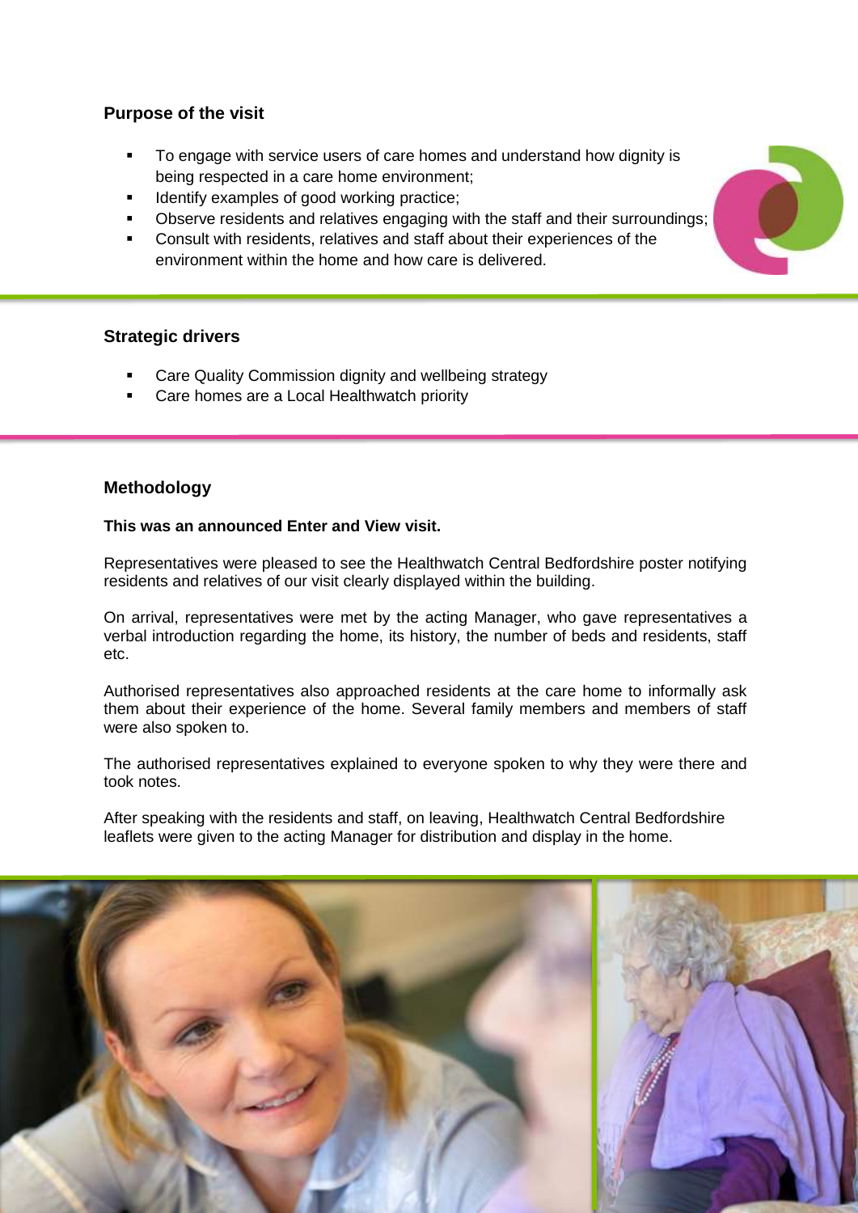## Purpose of the visit

- To engage with service users of care homes and understand how dignity is being respected in a care home environment;
- Identify examples of good working practice;
- Observe residents and relatives engaging with the staff and their surroundings;
- Consult with residents, relatives and staff about their experiences of the environment within the home and how care is delivered.

## Strategic drivers

- Care Quality Commission dignity and wellbeing strategy
- Care homes are a Local Healthwatch priority

## Methodology

**This was an announced Enter and View visit.**

Representatives were pleased to see the Healthwatch Central Bedfordshire poster notifying residents and relatives of our visit clearly displayed within the building.

On arrival, representatives were met by the acting Manager, who gave representatives a verbal introduction regarding the home, its history, the number of beds and residents, staff etc.

Authorised representatives also approached residents at the care home to informally ask them about their experience of the home. Several family members and members of staff were also spoken to.

The authorised representatives explained to everyone spoken to why they were there and took notes.

After speaking with the residents and staff, on leaving, Healthwatch Central Bedfordshire leaflets were given to the acting Manager for distribution and display in the home.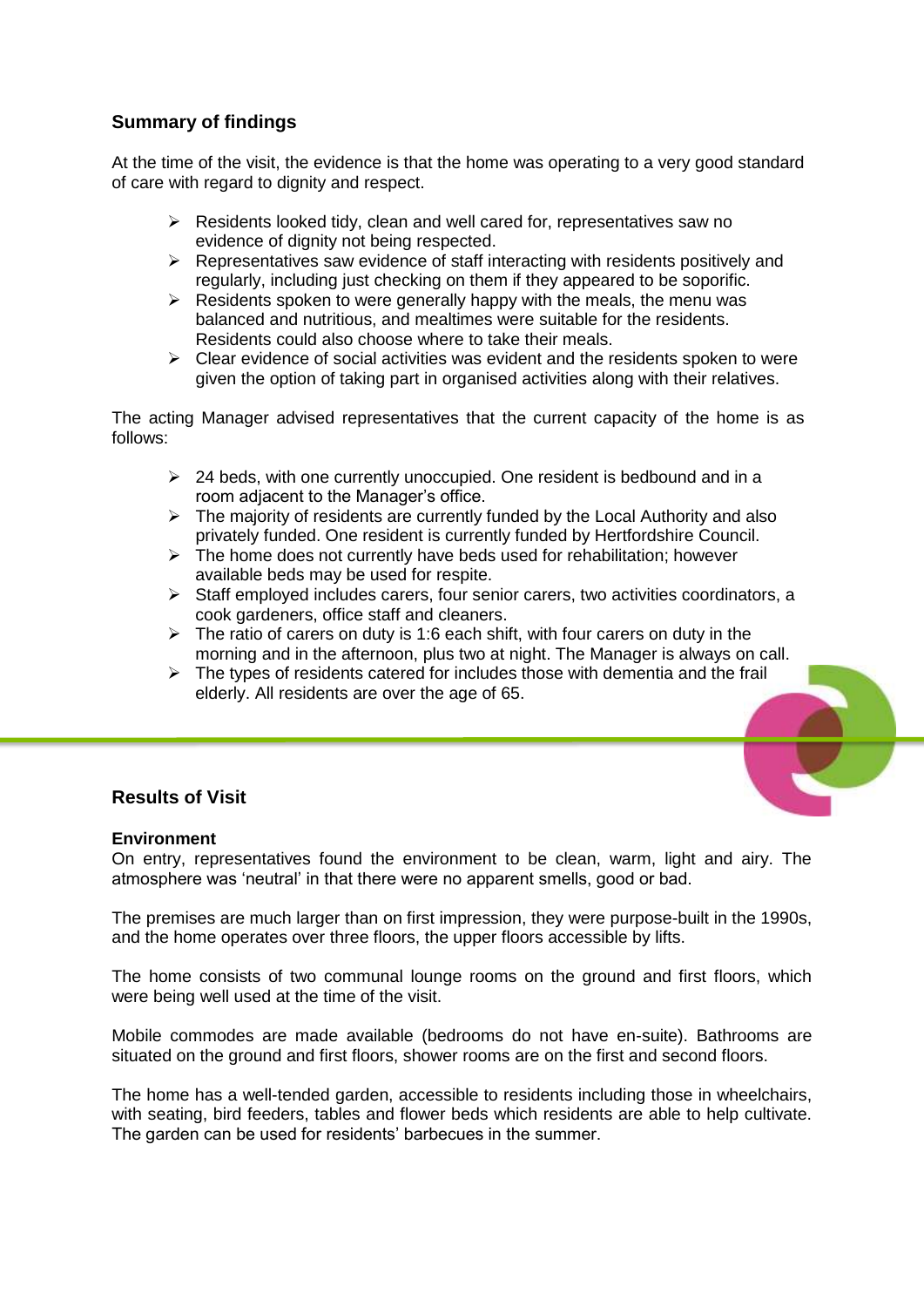## Summary of findings

At the time of the visit, the evidence is that the home was operating to a very good standard of care with regard to dignity and respect.

- Residents looked tidy, clean and well cared for, representatives saw no evidence of dignity not being respected.
- Representatives saw evidence of staff interacting with residents positively and regularly, including just checking on them if they appeared to be soporific.
- Residents spoken to were generally happy with the meals, the menu was balanced and nutritious, and mealtimes were suitable for the residents. Residents could also choose where to take their meals.
- Clear evidence of social activities was evident and the residents spoken to were given the option of taking part in organised activities along with their relatives.

The acting Manager advised representatives that the current capacity of the home is as follows:

- 24 beds, with one currently unoccupied. One resident is bedbound and in a room adjacent to the Manager's office.
- The majority of residents are currently funded by the Local Authority and also privately funded. One resident is currently funded by Hertfordshire Council.
- The home does not currently have beds used for rehabilitation; however available beds may be used for respite.
- Staff employed includes carers, four senior carers, two activities coordinators, a cook gardeners, office staff and cleaners.
- The ratio of carers on duty is 1:6 each shift, with four carers on duty in the morning and in the afternoon, plus two at night. The Manager is always on call.
- The types of residents catered for includes those with dementia and the frail elderly. All residents are over the age of 65.

## Results of Visit

### Environment

On entry, representatives found the environment to be clean, warm, light and airy. The atmosphere was 'neutral' in that there were no apparent smells, good or bad.

The premises are much larger than on first impression, they were purpose-built in the 1990s, and the home operates over three floors, the upper floors accessible by lifts.

The home consists of two communal lounge rooms on the ground and first floors, which were being well used at the time of the visit.

Mobile commodes are made available (bedrooms do not have en-suite). Bathrooms are situated on the ground and first floors, shower rooms are on the first and second floors.

The home has a well-tended garden, accessible to residents including those in wheelchairs, with seating, bird feeders, tables and flower beds which residents are able to help cultivate. The garden can be used for residents' barbecues in the summer.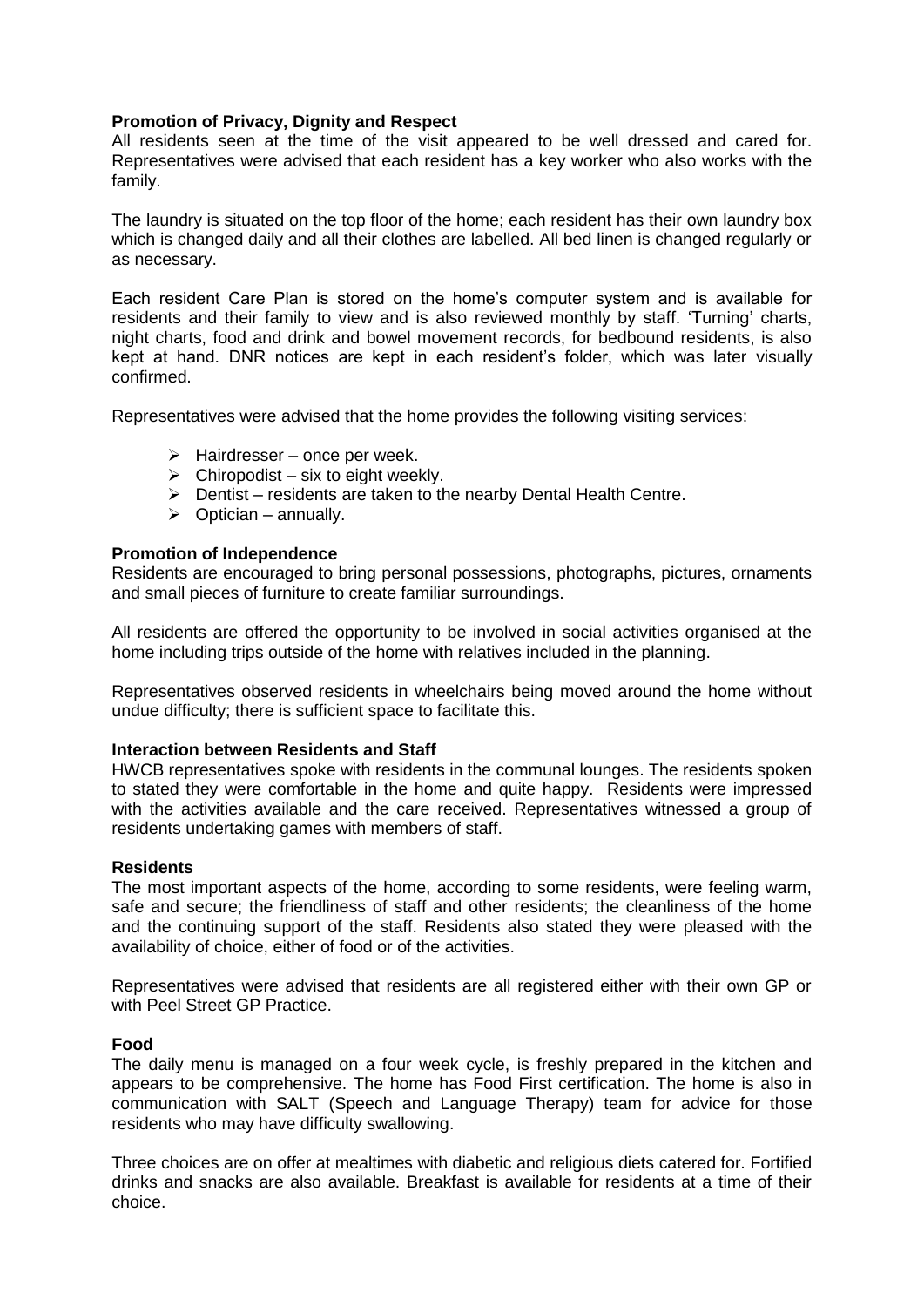**Promotion of Privacy, Dignity and Respect**

All residents seen at the time of the visit appeared to be well dressed and cared for. Representatives were advised that each resident has a key worker who also works with the family.

The laundry is situated on the top floor of the home; each resident has their own laundry box which is changed daily and all their clothes are labelled. All bed linen is changed regularly or as necessary.

Each resident Care Plan is stored on the home's computer system and is available for residents and their family to view and is also reviewed monthly by staff. 'Turning' charts, night charts, food and drink and bowel movement records, for bedbound residents, is also kept at hand. DNR notices are kept in each resident's folder, which was later visually confirmed.

Representatives were advised that the home provides the following visiting services:

- Hairdresser – once per week.
- Chiropodist – six to eight weekly.
- Dentist – residents are taken to the nearby Dental Health Centre.
- Optician – annually.

**Promotion of Independence**

Residents are encouraged to bring personal possessions, photographs, pictures, ornaments and small pieces of furniture to create familiar surroundings.

All residents are offered the opportunity to be involved in social activities organised at the home including trips outside of the home with relatives included in the planning.

Representatives observed residents in wheelchairs being moved around the home without undue difficulty; there is sufficient space to facilitate this.

**Interaction between Residents and Staff**

HWCB representatives spoke with residents in the communal lounges. The residents spoken to stated they were comfortable in the home and quite happy. Residents were impressed with the activities available and the care received. Representatives witnessed a group of residents undertaking games with members of staff.

**Residents**

The most important aspects of the home, according to some residents, were feeling warm, safe and secure; the friendliness of staff and other residents; the cleanliness of the home and the continuing support of the staff. Residents also stated they were pleased with the availability of choice, either of food or of the activities.

Representatives were advised that residents are all registered either with their own GP or with Peel Street GP Practice.

**Food**

The daily menu is managed on a four week cycle, is freshly prepared in the kitchen and appears to be comprehensive. The home has Food First certification. The home is also in communication with SALT (Speech and Language Therapy) team for advice for those residents who may have difficulty swallowing.

Three choices are on offer at mealtimes with diabetic and religious diets catered for. Fortified drinks and snacks are also available. Breakfast is available for residents at a time of their choice.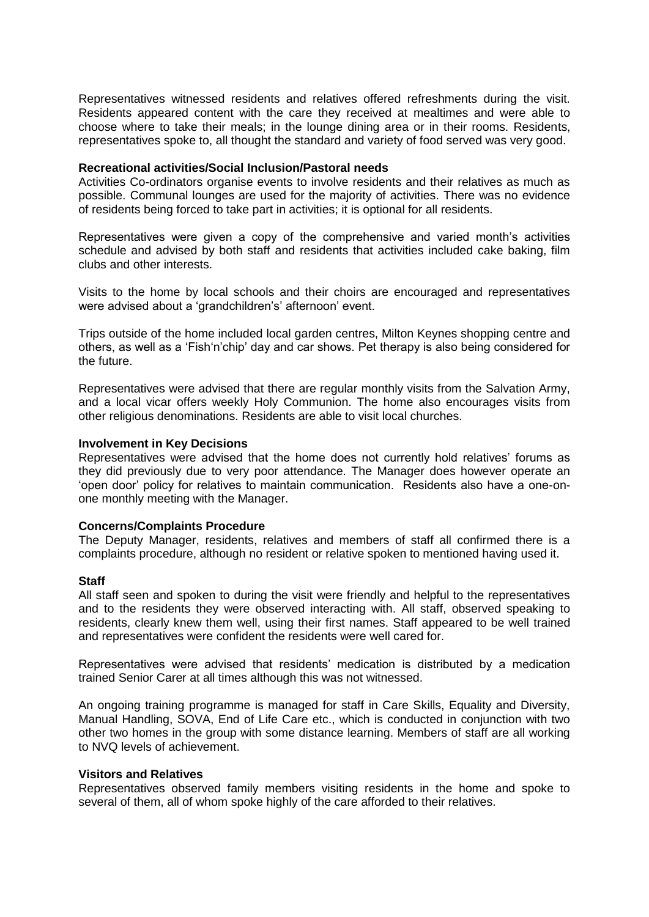Representatives witnessed residents and relatives offered refreshments during the visit. Residents appeared content with the care they received at mealtimes and were able to choose where to take their meals; in the lounge dining area or in their rooms. Residents, representatives spoke to, all thought the standard and variety of food served was very good.

**Recreational activities/Social Inclusion/Pastoral needs**

Activities Co-ordinators organise events to involve residents and their relatives as much as possible. Communal lounges are used for the majority of activities. There was no evidence of residents being forced to take part in activities; it is optional for all residents.

Representatives were given a copy of the comprehensive and varied month's activities schedule and advised by both staff and residents that activities included cake baking, film clubs and other interests.

Visits to the home by local schools and their choirs are encouraged and representatives were advised about a 'grandchildren's' afternoon' event.

Trips outside of the home included local garden centres, Milton Keynes shopping centre and others, as well as a 'Fish'n'chip' day and car shows. Pet therapy is also being considered for the future.

Representatives were advised that there are regular monthly visits from the Salvation Army, and a local vicar offers weekly Holy Communion. The home also encourages visits from other religious denominations. Residents are able to visit local churches.

**Involvement in Key Decisions**

Representatives were advised that the home does not currently hold relatives' forums as they did previously due to very poor attendance. The Manager does however operate an 'open door' policy for relatives to maintain communication. Residents also have a one-on-one monthly meeting with the Manager.

**Concerns/Complaints Procedure**

The Deputy Manager, residents, relatives and members of staff all confirmed there is a complaints procedure, although no resident or relative spoken to mentioned having used it.

**Staff**

All staff seen and spoken to during the visit were friendly and helpful to the representatives and to the residents they were observed interacting with. All staff, observed speaking to residents, clearly knew them well, using their first names. Staff appeared to be well trained and representatives were confident the residents were well cared for.

Representatives were advised that residents' medication is distributed by a medication trained Senior Carer at all times although this was not witnessed.

An ongoing training programme is managed for staff in Care Skills, Equality and Diversity, Manual Handling, SOVA, End of Life Care etc., which is conducted in conjunction with two other two homes in the group with some distance learning. Members of staff are all working to NVQ levels of achievement.

**Visitors and Relatives**

Representatives observed family members visiting residents in the home and spoke to several of them, all of whom spoke highly of the care afforded to their relatives.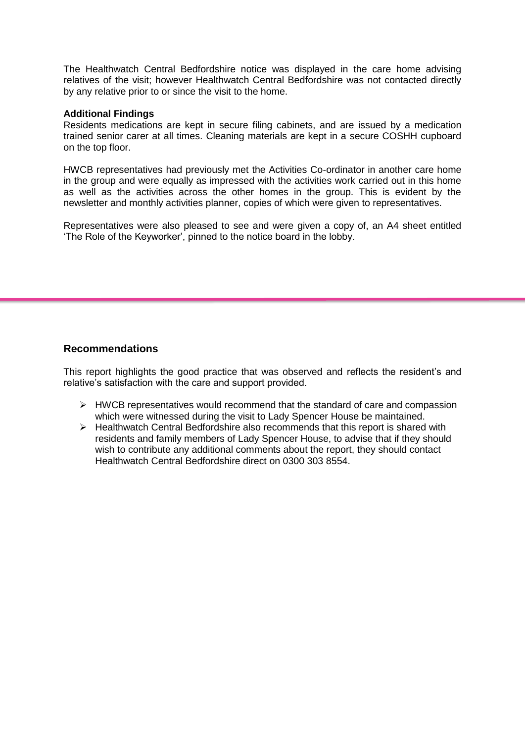The Healthwatch Central Bedfordshire notice was displayed in the care home advising relatives of the visit; however Healthwatch Central Bedfordshire was not contacted directly by any relative prior to or since the visit to the home.

**Additional Findings**

Residents medications are kept in secure filing cabinets, and are issued by a medication trained senior carer at all times. Cleaning materials are kept in a secure COSHH cupboard on the top floor.

HWCB representatives had previously met the Activities Co-ordinator in another care home in the group and were equally as impressed with the activities work carried out in this home as well as the activities across the other homes in the group. This is evident by the newsletter and monthly activities planner, copies of which were given to representatives.

Representatives were also pleased to see and were given a copy of, an A4 sheet entitled 'The Role of the Keyworker', pinned to the notice board in the lobby.

---

### Recommendations

This report highlights the good practice that was observed and reflects the resident's and relative's satisfaction with the care and support provided.

- HWCB representatives would recommend that the standard of care and compassion which were witnessed during the visit to Lady Spencer House be maintained.
- Healthwatch Central Bedfordshire also recommends that this report is shared with residents and family members of Lady Spencer House, to advise that if they should wish to contribute any additional comments about the report, they should contact Healthwatch Central Bedfordshire direct on 0300 303 8554.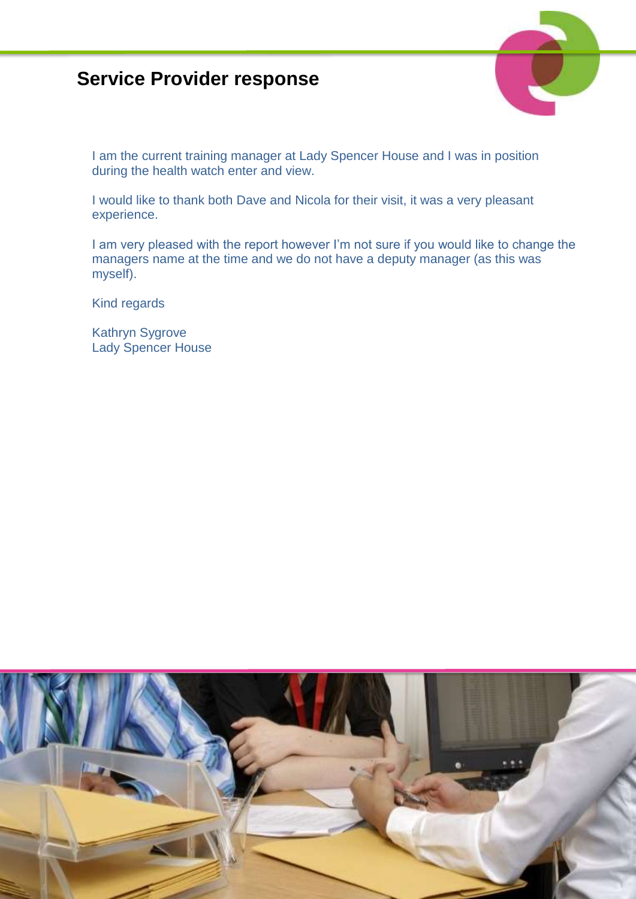## Service Provider response

I am the current training manager at Lady Spencer House and I was in position during the health watch enter and view.

I would like to thank both Dave and Nicola for their visit, it was a very pleasant experience.

I am very pleased with the report however I'm not sure if you would like to change the managers name at the time and we do not have a deputy manager (as this was myself).

Kind regards

Kathryn Sygrove
Lady Spencer House